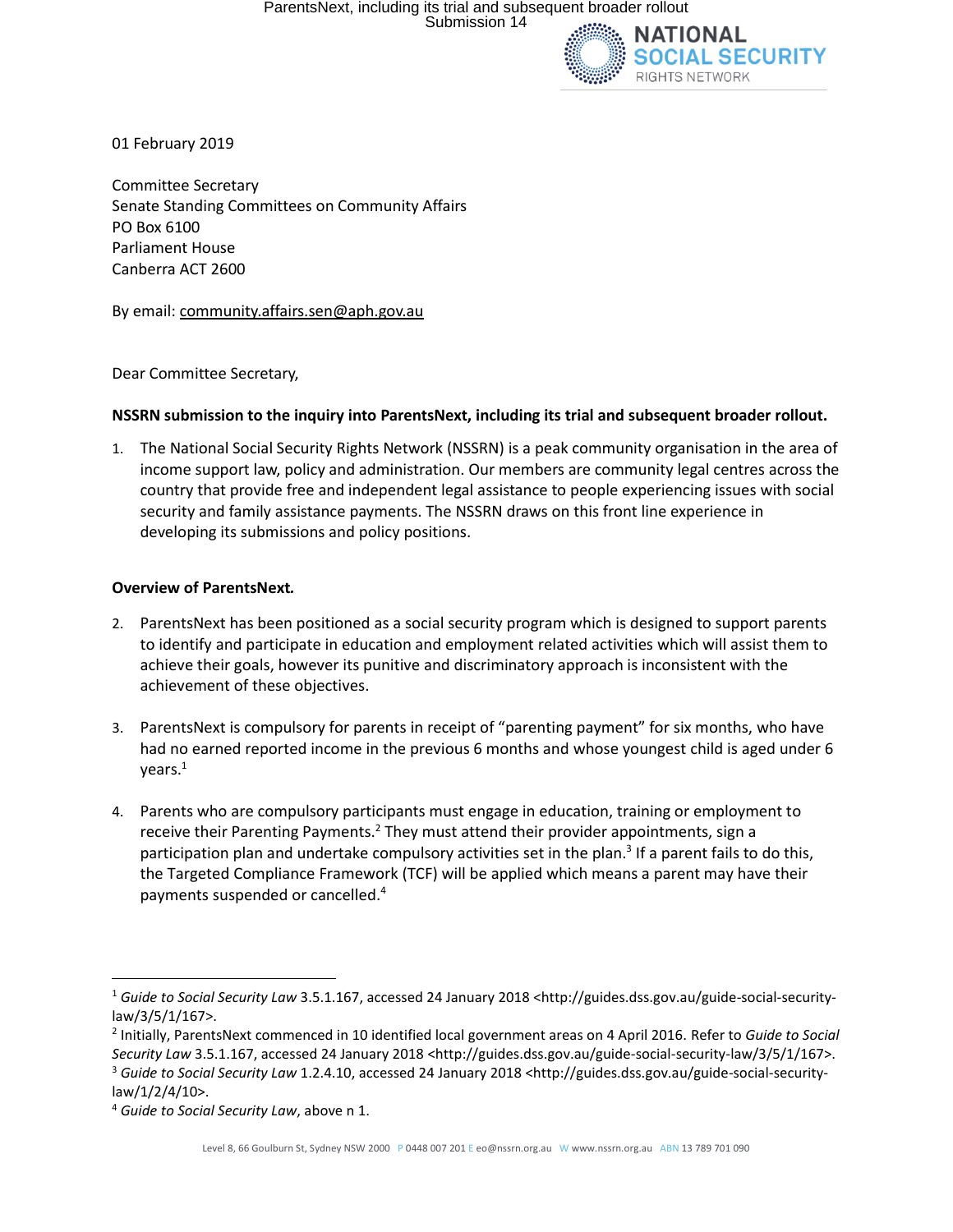01 February 2019

Committee Secretary
Senate Standing Committees on Community Affairs
PO Box 6100
Parliament House
Canberra ACT 2600

By email: community.affairs.sen@aph.gov.au

Dear Committee Secretary,

**NSSRN submission to the inquiry into ParentsNext, including its trial and subsequent broader rollout.**

1. The National Social Security Rights Network (NSSRN) is a peak community organisation in the area of income support law, policy and administration. Our members are community legal centres across the country that provide free and independent legal assistance to people experiencing issues with social security and family assistance payments. The NSSRN draws on this front line experience in developing its submissions and policy positions.

**Overview of ParentsNext.**

2. ParentsNext has been positioned as a social security program which is designed to support parents to identify and participate in education and employment related activities which will assist them to achieve their goals, however its punitive and discriminatory approach is inconsistent with the achievement of these objectives.

3. ParentsNext is compulsory for parents in receipt of "parenting payment" for six months, who have had no earned reported income in the previous 6 months and whose youngest child is aged under 6 years.[1]

4. Parents who are compulsory participants must engage in education, training or employment to receive their Parenting Payments.[2] They must attend their provider appointments, sign a participation plan and undertake compulsory activities set in the plan.[3] If a parent fails to do this, the Targeted Compliance Framework (TCF) will be applied which means a parent may have their payments suspended or cancelled.[4]

---

[1] *Guide to Social Security Law* 3.5.1.167, accessed 24 January 2018 <http://guides.dss.gov.au/guide-social-security-law/3/5/1/167>.

[2] Initially, ParentsNext commenced in 10 identified local government areas on 4 April 2016. Refer to *Guide to Social Security Law* 3.5.1.167, accessed 24 January 2018 <http://guides.dss.gov.au/guide-social-security-law/3/5/1/167>.

[3] *Guide to Social Security Law* 1.2.4.10, accessed 24 January 2018 <http://guides.dss.gov.au/guide-social-security-law/1/2/4/10>.

[4] *Guide to Social Security Law*, above n 1.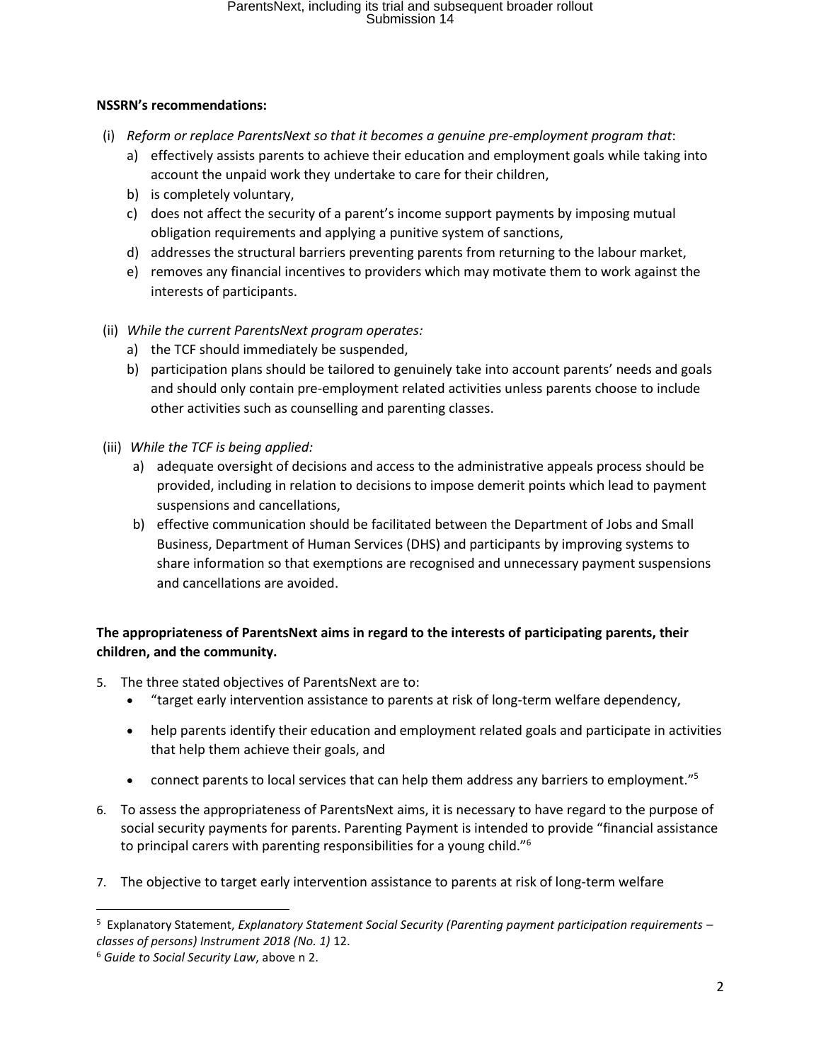**NSSRN's recommendations:**

(i) *Reform or replace ParentsNext so that it becomes a genuine pre-employment program that*:

a) effectively assists parents to achieve their education and employment goals while taking into account the unpaid work they undertake to care for their children,

b) is completely voluntary,

c) does not affect the security of a parent's income support payments by imposing mutual obligation requirements and applying a punitive system of sanctions,

d) addresses the structural barriers preventing parents from returning to the labour market,

e) removes any financial incentives to providers which may motivate them to work against the interests of participants.

(ii) *While the current ParentsNext program operates:*

a) the TCF should immediately be suspended,

b) participation plans should be tailored to genuinely take into account parents' needs and goals and should only contain pre-employment related activities unless parents choose to include other activities such as counselling and parenting classes.

(iii) *While the TCF is being applied:*

a) adequate oversight of decisions and access to the administrative appeals process should be provided, including in relation to decisions to impose demerit points which lead to payment suspensions and cancellations,

b) effective communication should be facilitated between the Department of Jobs and Small Business, Department of Human Services (DHS) and participants by improving systems to share information so that exemptions are recognised and unnecessary payment suspensions and cancellations are avoided.

**The appropriateness of ParentsNext aims in regard to the interests of participating parents, their children, and the community.**

5. The three stated objectives of ParentsNext are to:
   - "target early intervention assistance to parents at risk of long-term welfare dependency,
   - help parents identify their education and employment related goals and participate in activities that help them achieve their goals, and
   - connect parents to local services that can help them address any barriers to employment."[5]

6. To assess the appropriateness of ParentsNext aims, it is necessary to have regard to the purpose of social security payments for parents. Parenting Payment is intended to provide "financial assistance to principal carers with parenting responsibilities for a young child."[6]

7. The objective to target early intervention assistance to parents at risk of long-term welfare

[5] Explanatory Statement, *Explanatory Statement Social Security (Parenting payment participation requirements – classes of persons) Instrument 2018 (No. 1)* 12.

[6] *Guide to Social Security Law*, above n 2.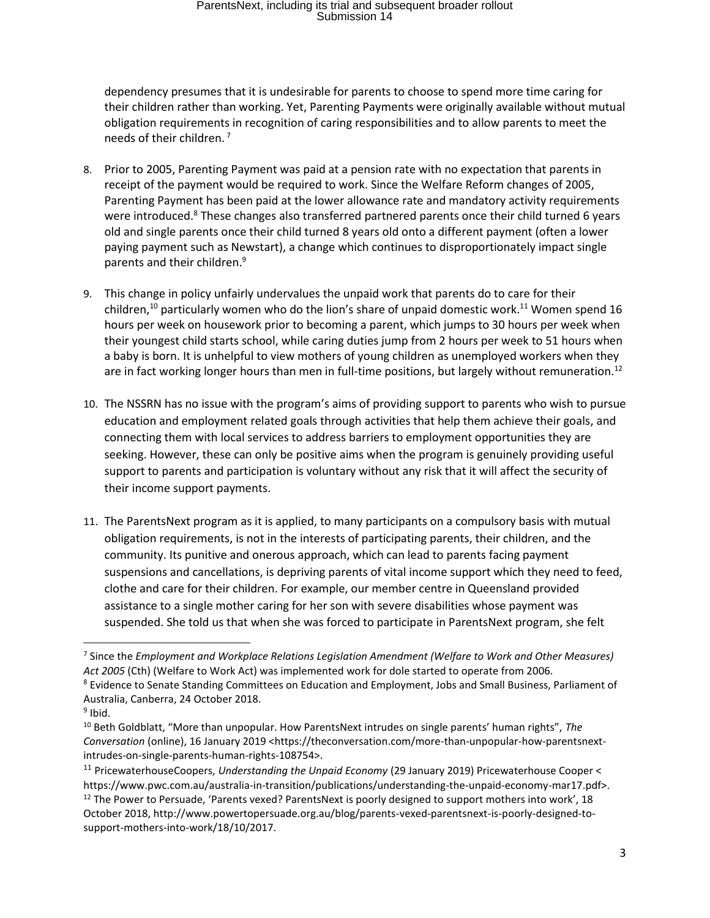dependency presumes that it is undesirable for parents to choose to spend more time caring for their children rather than working. Yet, Parenting Payments were originally available without mutual obligation requirements in recognition of caring responsibilities and to allow parents to meet the needs of their children.[7]

8. Prior to 2005, Parenting Payment was paid at a pension rate with no expectation that parents in receipt of the payment would be required to work. Since the Welfare Reform changes of 2005, Parenting Payment has been paid at the lower allowance rate and mandatory activity requirements were introduced.[8] These changes also transferred partnered parents once their child turned 6 years old and single parents once their child turned 8 years old onto a different payment (often a lower paying payment such as Newstart), a change which continues to disproportionately impact single parents and their children.[9]

9. This change in policy unfairly undervalues the unpaid work that parents do to care for their children,[10] particularly women who do the lion's share of unpaid domestic work.[11] Women spend 16 hours per week on housework prior to becoming a parent, which jumps to 30 hours per week when their youngest child starts school, while caring duties jump from 2 hours per week to 51 hours when a baby is born. It is unhelpful to view mothers of young children as unemployed workers when they are in fact working longer hours than men in full-time positions, but largely without remuneration.[12]

10. The NSSRN has no issue with the program's aims of providing support to parents who wish to pursue education and employment related goals through activities that help them achieve their goals, and connecting them with local services to address barriers to employment opportunities they are seeking. However, these can only be positive aims when the program is genuinely providing useful support to parents and participation is voluntary without any risk that it will affect the security of their income support payments.

11. The ParentsNext program as it is applied, to many participants on a compulsory basis with mutual obligation requirements, is not in the interests of participating parents, their children, and the community. Its punitive and onerous approach, which can lead to parents facing payment suspensions and cancellations, is depriving parents of vital income support which they need to feed, clothe and care for their children. For example, our member centre in Queensland provided assistance to a single mother caring for her son with severe disabilities whose payment was suspended. She told us that when she was forced to participate in ParentsNext program, she felt

---

[7] Since the *Employment and Workplace Relations Legislation Amendment (Welfare to Work and Other Measures) Act 2005* (Cth) (Welfare to Work Act) was implemented work for dole started to operate from 2006.

[8] Evidence to Senate Standing Committees on Education and Employment, Jobs and Small Business, Parliament of Australia, Canberra, 24 October 2018.

[9] Ibid.

[10] Beth Goldblatt, "More than unpopular. How ParentsNext intrudes on single parents' human rights", *The Conversation* (online), 16 January 2019 <https://theconversation.com/more-than-unpopular-how-parentsnext-intrudes-on-single-parents-human-rights-108754>.

[11] PricewaterhouseCoopers, *Understanding the Unpaid Economy* (29 January 2019) Pricewaterhouse Cooper < https://www.pwc.com.au/australia-in-transition/publications/understanding-the-unpaid-economy-mar17.pdf>.

[12] The Power to Persuade, 'Parents vexed? ParentsNext is poorly designed to support mothers into work', 18 October 2018, http://www.powertopersuade.org.au/blog/parents-vexed-parentsnext-is-poorly-designed-to-support-mothers-into-work/18/10/2017.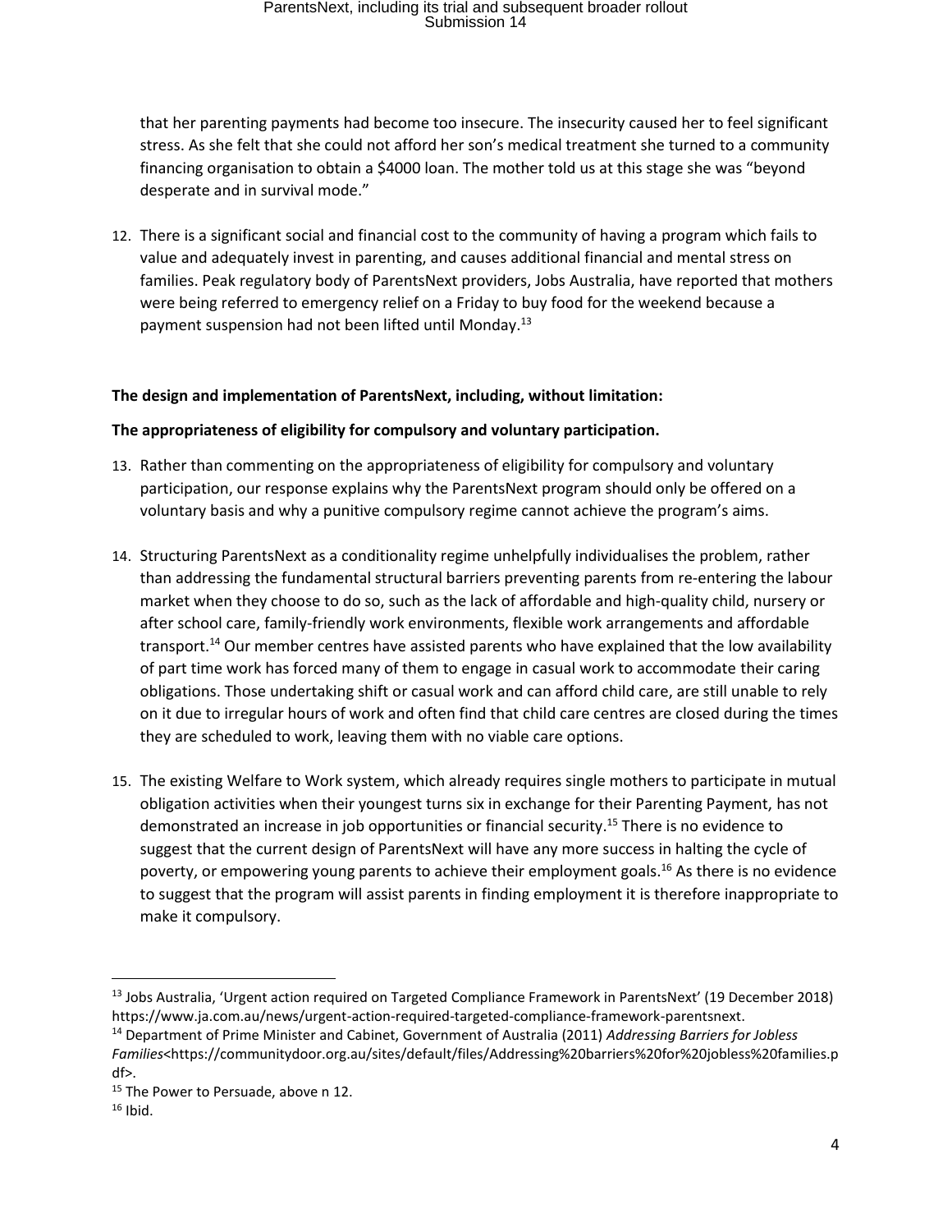that her parenting payments had become too insecure. The insecurity caused her to feel significant stress. As she felt that she could not afford her son's medical treatment she turned to a community financing organisation to obtain a $4000 loan. The mother told us at this stage she was "beyond desperate and in survival mode."

12. There is a significant social and financial cost to the community of having a program which fails to value and adequately invest in parenting, and causes additional financial and mental stress on families. Peak regulatory body of ParentsNext providers, Jobs Australia, have reported that mothers were being referred to emergency relief on a Friday to buy food for the weekend because a payment suspension had not been lifted until Monday.[13]

**The design and implementation of ParentsNext, including, without limitation:**

**The appropriateness of eligibility for compulsory and voluntary participation.**

13. Rather than commenting on the appropriateness of eligibility for compulsory and voluntary participation, our response explains why the ParentsNext program should only be offered on a voluntary basis and why a punitive compulsory regime cannot achieve the program's aims.

14. Structuring ParentsNext as a conditionality regime unhelpfully individualises the problem, rather than addressing the fundamental structural barriers preventing parents from re-entering the labour market when they choose to do so, such as the lack of affordable and high-quality child, nursery or after school care, family-friendly work environments, flexible work arrangements and affordable transport.[14] Our member centres have assisted parents who have explained that the low availability of part time work has forced many of them to engage in casual work to accommodate their caring obligations. Those undertaking shift or casual work and can afford child care, are still unable to rely on it due to irregular hours of work and often find that child care centres are closed during the times they are scheduled to work, leaving them with no viable care options.

15. The existing Welfare to Work system, which already requires single mothers to participate in mutual obligation activities when their youngest turns six in exchange for their Parenting Payment, has not demonstrated an increase in job opportunities or financial security.[15] There is no evidence to suggest that the current design of ParentsNext will have any more success in halting the cycle of poverty, or empowering young parents to achieve their employment goals.[16] As there is no evidence to suggest that the program will assist parents in finding employment it is therefore inappropriate to make it compulsory.

---

[13] Jobs Australia, 'Urgent action required on Targeted Compliance Framework in ParentsNext' (19 December 2018) https://www.ja.com.au/news/urgent-action-required-targeted-compliance-framework-parentsnext.

[14] Department of Prime Minister and Cabinet, Government of Australia (2011) *Addressing Barriers for Jobless Families*<https://communitydoor.org.au/sites/default/files/Addressing%20barriers%20for%20jobless%20families.pdf>.

[15] The Power to Persuade, above n 12.

[16] Ibid.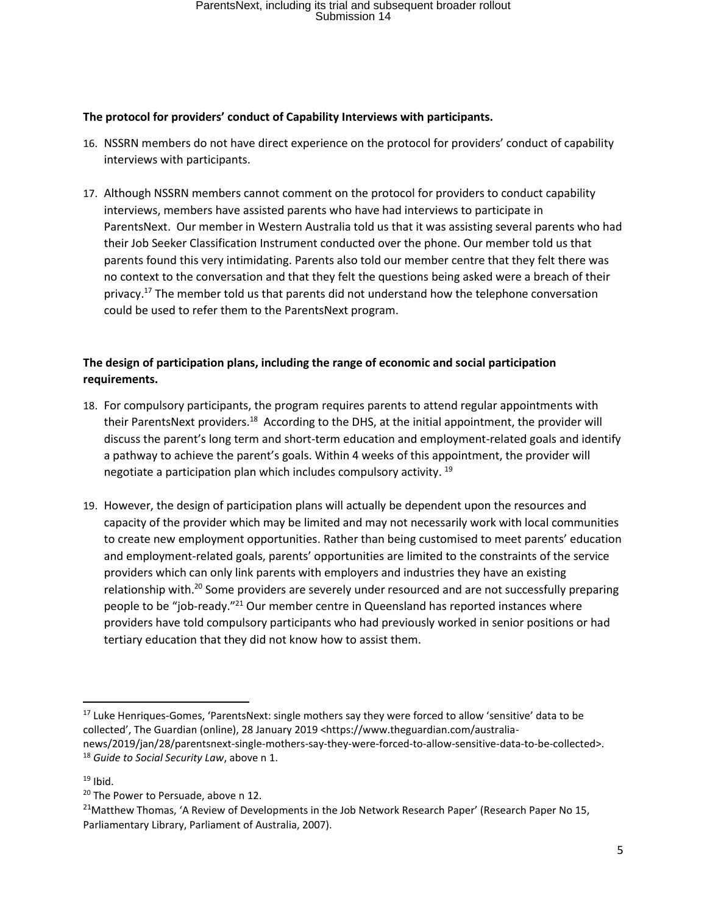**The protocol for providers' conduct of Capability Interviews with participants.**

16. NSSRN members do not have direct experience on the protocol for providers' conduct of capability interviews with participants.

17. Although NSSRN members cannot comment on the protocol for providers to conduct capability interviews, members have assisted parents who have had interviews to participate in ParentsNext. Our member in Western Australia told us that it was assisting several parents who had their Job Seeker Classification Instrument conducted over the phone. Our member told us that parents found this very intimidating. Parents also told our member centre that they felt there was no context to the conversation and that they felt the questions being asked were a breach of their privacy.[17] The member told us that parents did not understand how the telephone conversation could be used to refer them to the ParentsNext program.

**The design of participation plans, including the range of economic and social participation requirements.**

18. For compulsory participants, the program requires parents to attend regular appointments with their ParentsNext providers.[18] According to the DHS, at the initial appointment, the provider will discuss the parent's long term and short-term education and employment-related goals and identify a pathway to achieve the parent's goals. Within 4 weeks of this appointment, the provider will negotiate a participation plan which includes compulsory activity. [19]

19. However, the design of participation plans will actually be dependent upon the resources and capacity of the provider which may be limited and may not necessarily work with local communities to create new employment opportunities. Rather than being customised to meet parents' education and employment-related goals, parents' opportunities are limited to the constraints of the service providers which can only link parents with employers and industries they have an existing relationship with.[20] Some providers are severely under resourced and are not successfully preparing people to be "job-ready."[21] Our member centre in Queensland has reported instances where providers have told compulsory participants who had previously worked in senior positions or had tertiary education that they did not know how to assist them.

---

[17] Luke Henriques-Gomes, 'ParentsNext: single mothers say they were forced to allow 'sensitive' data to be collected', The Guardian (online), 28 January 2019 <https://www.theguardian.com/australia-news/2019/jan/28/parentsnext-single-mothers-say-they-were-forced-to-allow-sensitive-data-to-be-collected>.

[18] *Guide to Social Security Law*, above n 1.

[19] Ibid.

[20] The Power to Persuade, above n 12.

[21] Matthew Thomas, 'A Review of Developments in the Job Network Research Paper' (Research Paper No 15, Parliamentary Library, Parliament of Australia, 2007).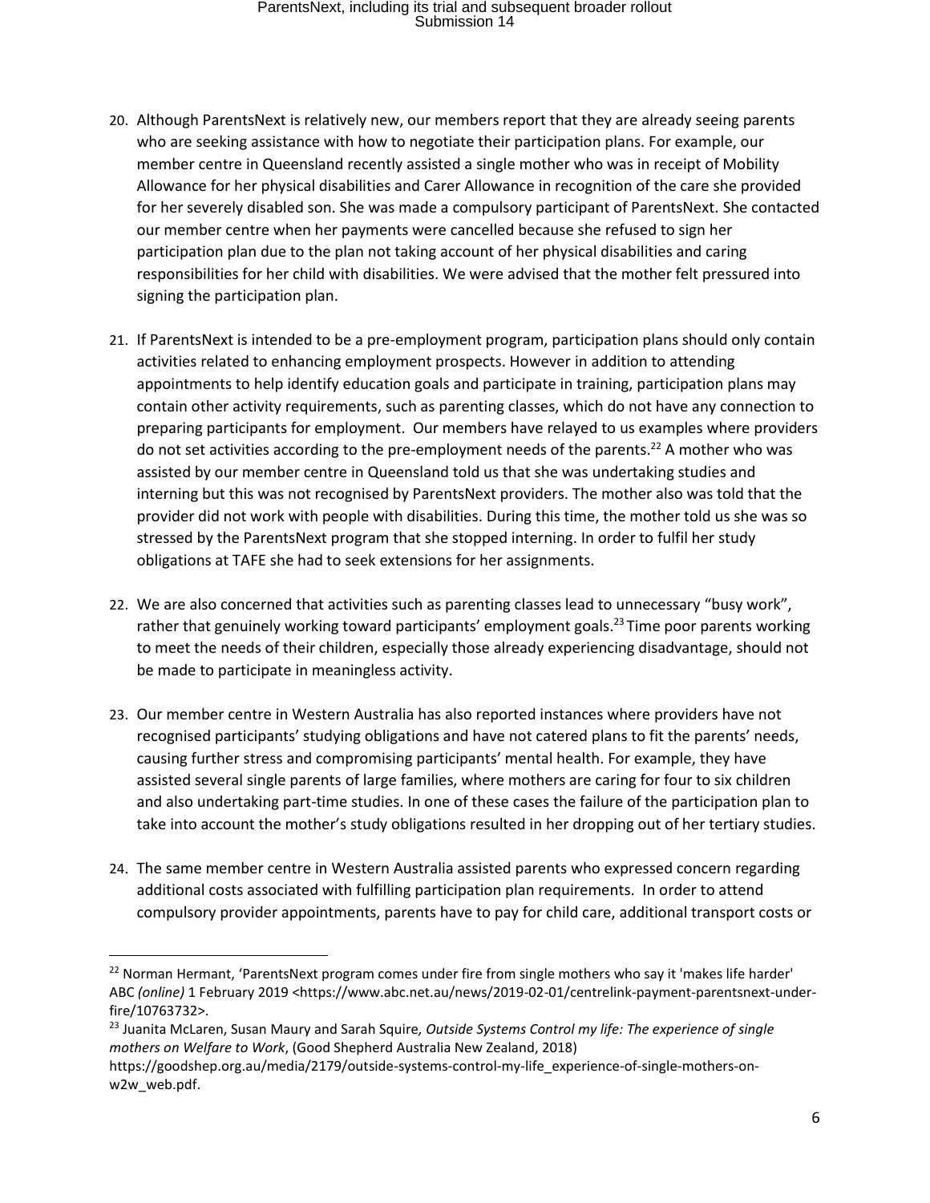20. Although ParentsNext is relatively new, our members report that they are already seeing parents who are seeking assistance with how to negotiate their participation plans. For example, our member centre in Queensland recently assisted a single mother who was in receipt of Mobility Allowance for her physical disabilities and Carer Allowance in recognition of the care she provided for her severely disabled son. She was made a compulsory participant of ParentsNext. She contacted our member centre when her payments were cancelled because she refused to sign her participation plan due to the plan not taking account of her physical disabilities and caring responsibilities for her child with disabilities. We were advised that the mother felt pressured into signing the participation plan.

21. If ParentsNext is intended to be a pre-employment program, participation plans should only contain activities related to enhancing employment prospects. However in addition to attending appointments to help identify education goals and participate in training, participation plans may contain other activity requirements, such as parenting classes, which do not have any connection to preparing participants for employment. Our members have relayed to us examples where providers do not set activities according to the pre-employment needs of the parents.[22] A mother who was assisted by our member centre in Queensland told us that she was undertaking studies and interning but this was not recognised by ParentsNext providers. The mother also was told that the provider did not work with people with disabilities. During this time, the mother told us she was so stressed by the ParentsNext program that she stopped interning. In order to fulfil her study obligations at TAFE she had to seek extensions for her assignments.

22. We are also concerned that activities such as parenting classes lead to unnecessary "busy work", rather that genuinely working toward participants' employment goals.[23] Time poor parents working to meet the needs of their children, especially those already experiencing disadvantage, should not be made to participate in meaningless activity.

23. Our member centre in Western Australia has also reported instances where providers have not recognised participants' studying obligations and have not catered plans to fit the parents' needs, causing further stress and compromising participants' mental health. For example, they have assisted several single parents of large families, where mothers are caring for four to six children and also undertaking part-time studies. In one of these cases the failure of the participation plan to take into account the mother's study obligations resulted in her dropping out of her tertiary studies.

24. The same member centre in Western Australia assisted parents who expressed concern regarding additional costs associated with fulfilling participation plan requirements. In order to attend compulsory provider appointments, parents have to pay for child care, additional transport costs or

---

[22] Norman Hermant, 'ParentsNext program comes under fire from single mothers who say it 'makes life harder' ABC *(online)* 1 February 2019 <https://www.abc.net.au/news/2019-02-01/centrelink-payment-parentsnext-under-fire/10763732>.

[23] Juanita McLaren, Susan Maury and Sarah Squire*, Outside Systems Control my life: The experience of single mothers on Welfare to Work*, (Good Shepherd Australia New Zealand, 2018) https://goodshep.org.au/media/2179/outside-systems-control-my-life_experience-of-single-mothers-on-w2w_web.pdf.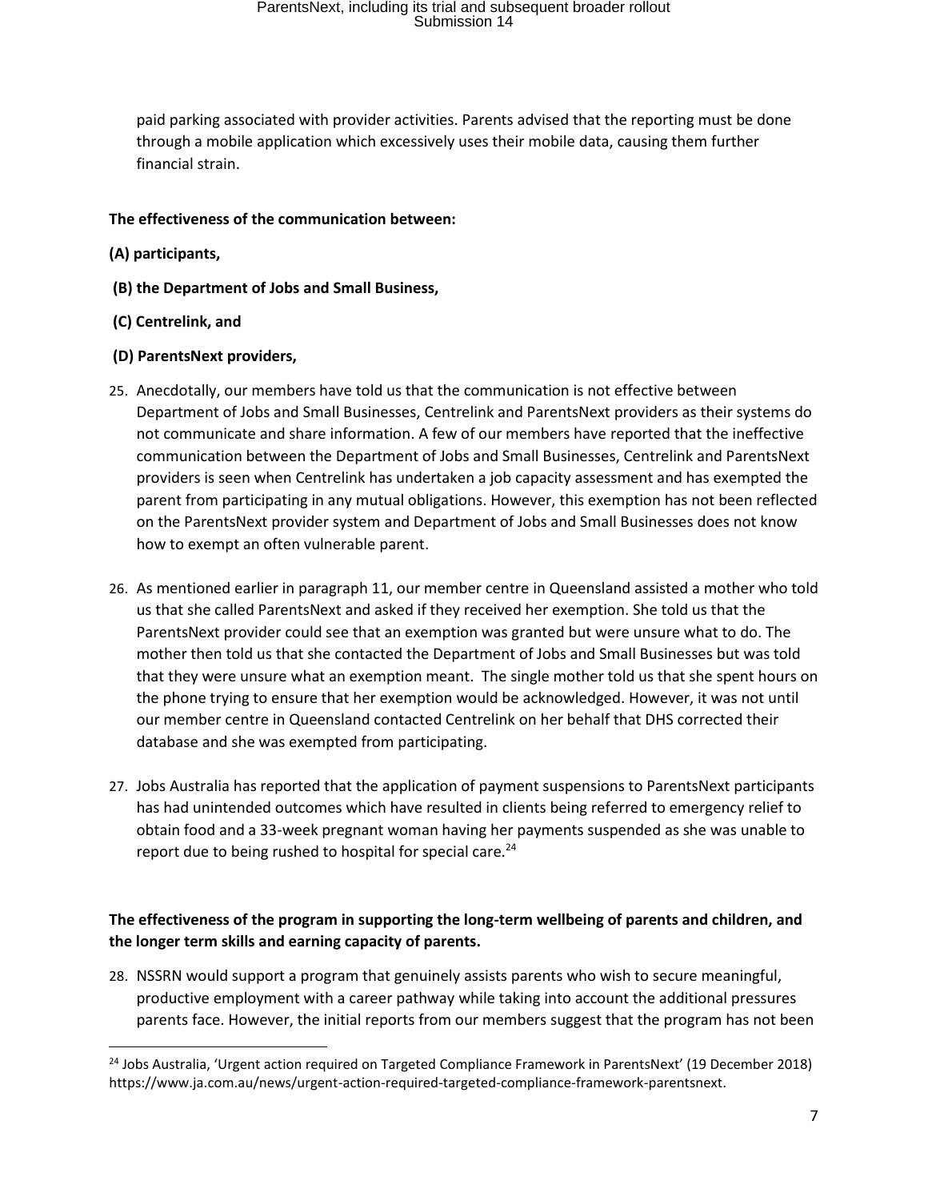paid parking associated with provider activities. Parents advised that the reporting must be done through a mobile application which excessively uses their mobile data, causing them further financial strain.

**The effectiveness of the communication between:**

**(A) participants,**

**(B) the Department of Jobs and Small Business,**

**(C) Centrelink, and**

**(D) ParentsNext providers,**

25. Anecdotally, our members have told us that the communication is not effective between Department of Jobs and Small Businesses, Centrelink and ParentsNext providers as their systems do not communicate and share information. A few of our members have reported that the ineffective communication between the Department of Jobs and Small Businesses, Centrelink and ParentsNext providers is seen when Centrelink has undertaken a job capacity assessment and has exempted the parent from participating in any mutual obligations. However, this exemption has not been reflected on the ParentsNext provider system and Department of Jobs and Small Businesses does not know how to exempt an often vulnerable parent.

26. As mentioned earlier in paragraph 11, our member centre in Queensland assisted a mother who told us that she called ParentsNext and asked if they received her exemption. She told us that the ParentsNext provider could see that an exemption was granted but were unsure what to do. The mother then told us that she contacted the Department of Jobs and Small Businesses but was told that they were unsure what an exemption meant. The single mother told us that she spent hours on the phone trying to ensure that her exemption would be acknowledged. However, it was not until our member centre in Queensland contacted Centrelink on her behalf that DHS corrected their database and she was exempted from participating.

27. Jobs Australia has reported that the application of payment suspensions to ParentsNext participants has had unintended outcomes which have resulted in clients being referred to emergency relief to obtain food and a 33-week pregnant woman having her payments suspended as she was unable to report due to being rushed to hospital for special care.[24]

**The effectiveness of the program in supporting the long-term wellbeing of parents and children, and the longer term skills and earning capacity of parents.**

28. NSSRN would support a program that genuinely assists parents who wish to secure meaningful, productive employment with a career pathway while taking into account the additional pressures parents face. However, the initial reports from our members suggest that the program has not been

[24] Jobs Australia, 'Urgent action required on Targeted Compliance Framework in ParentsNext' (19 December 2018) https://www.ja.com.au/news/urgent-action-required-targeted-compliance-framework-parentsnext.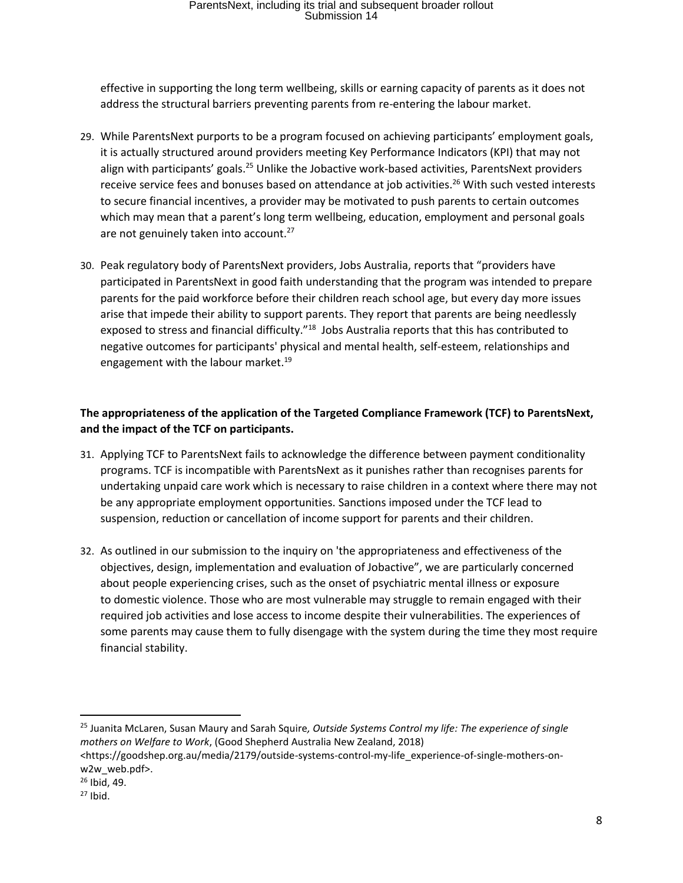effective in supporting the long term wellbeing, skills or earning capacity of parents as it does not address the structural barriers preventing parents from re-entering the labour market.

29. While ParentsNext purports to be a program focused on achieving participants' employment goals, it is actually structured around providers meeting Key Performance Indicators (KPI) that may not align with participants' goals.[25] Unlike the Jobactive work-based activities, ParentsNext providers receive service fees and bonuses based on attendance at job activities.[26] With such vested interests to secure financial incentives, a provider may be motivated to push parents to certain outcomes which may mean that a parent's long term wellbeing, education, employment and personal goals are not genuinely taken into account.[27]

30. Peak regulatory body of ParentsNext providers, Jobs Australia, reports that "providers have participated in ParentsNext in good faith understanding that the program was intended to prepare parents for the paid workforce before their children reach school age, but every day more issues arise that impede their ability to support parents. They report that parents are being needlessly exposed to stress and financial difficulty."[18] Jobs Australia reports that this has contributed to negative outcomes for participants' physical and mental health, self-esteem, relationships and engagement with the labour market.[19]

**The appropriateness of the application of the Targeted Compliance Framework (TCF) to ParentsNext, and the impact of the TCF on participants.**

31. Applying TCF to ParentsNext fails to acknowledge the difference between payment conditionality programs. TCF is incompatible with ParentsNext as it punishes rather than recognises parents for undertaking unpaid care work which is necessary to raise children in a context where there may not be any appropriate employment opportunities. Sanctions imposed under the TCF lead to suspension, reduction or cancellation of income support for parents and their children.

32. As outlined in our submission to the inquiry on 'the appropriateness and effectiveness of the objectives, design, implementation and evaluation of Jobactive", we are particularly concerned about people experiencing crises, such as the onset of psychiatric mental illness or exposure to domestic violence. Those who are most vulnerable may struggle to remain engaged with their required job activities and lose access to income despite their vulnerabilities. The experiences of some parents may cause them to fully disengage with the system during the time they most require financial stability.

---

[25] Juanita McLaren, Susan Maury and Sarah Squire*, Outside Systems Control my life: The experience of single mothers on Welfare to Work*, (Good Shepherd Australia New Zealand, 2018) <https://goodshep.org.au/media/2179/outside-systems-control-my-life_experience-of-single-mothers-on-w2w_web.pdf>.

[26] Ibid, 49.

[27] Ibid.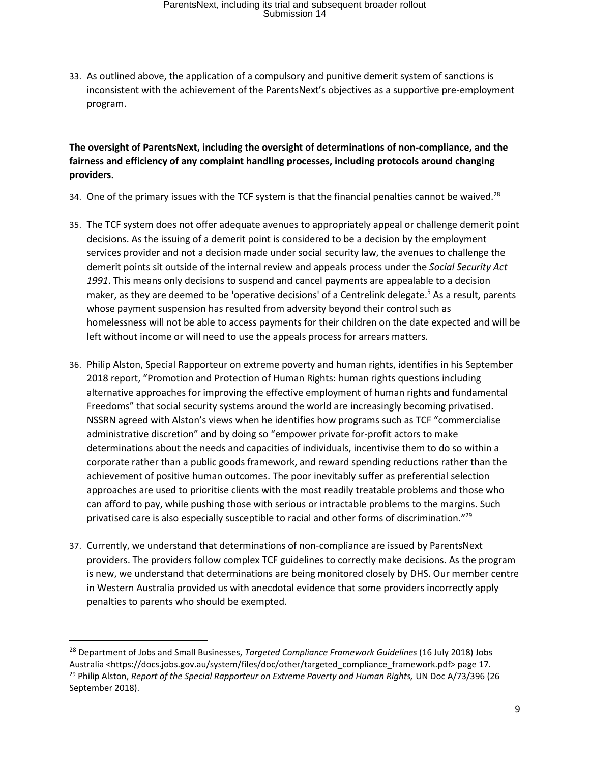33. As outlined above, the application of a compulsory and punitive demerit system of sanctions is inconsistent with the achievement of the ParentsNext's objectives as a supportive pre-employment program.

**The oversight of ParentsNext, including the oversight of determinations of non-compliance, and the fairness and efficiency of any complaint handling processes, including protocols around changing providers.**

34. One of the primary issues with the TCF system is that the financial penalties cannot be waived.[28]

35. The TCF system does not offer adequate avenues to appropriately appeal or challenge demerit point decisions. As the issuing of a demerit point is considered to be a decision by the employment services provider and not a decision made under social security law, the avenues to challenge the demerit points sit outside of the internal review and appeals process under the *Social Security Act 1991*. This means only decisions to suspend and cancel payments are appealable to a decision maker, as they are deemed to be 'operative decisions' of a Centrelink delegate.[5] As a result, parents whose payment suspension has resulted from adversity beyond their control such as homelessness will not be able to access payments for their children on the date expected and will be left without income or will need to use the appeals process for arrears matters.

36. Philip Alston, Special Rapporteur on extreme poverty and human rights, identifies in his September 2018 report, "Promotion and Protection of Human Rights: human rights questions including alternative approaches for improving the effective employment of human rights and fundamental Freedoms" that social security systems around the world are increasingly becoming privatised. NSSRN agreed with Alston's views when he identifies how programs such as TCF "commercialise administrative discretion" and by doing so "empower private for-profit actors to make determinations about the needs and capacities of individuals, incentivise them to do so within a corporate rather than a public goods framework, and reward spending reductions rather than the achievement of positive human outcomes. The poor inevitably suffer as preferential selection approaches are used to prioritise clients with the most readily treatable problems and those who can afford to pay, while pushing those with serious or intractable problems to the margins. Such privatised care is also especially susceptible to racial and other forms of discrimination."[29]

37. Currently, we understand that determinations of non-compliance are issued by ParentsNext providers. The providers follow complex TCF guidelines to correctly make decisions. As the program is new, we understand that determinations are being monitored closely by DHS. Our member centre in Western Australia provided us with anecdotal evidence that some providers incorrectly apply penalties to parents who should be exempted.

---

[28] Department of Jobs and Small Businesses, *Targeted Compliance Framework Guidelines* (16 July 2018) Jobs Australia <https://docs.jobs.gov.au/system/files/doc/other/targeted_compliance_framework.pdf> page 17.

[29] Philip Alston, *Report of the Special Rapporteur on Extreme Poverty and Human Rights,* UN Doc A/73/396 (26 September 2018).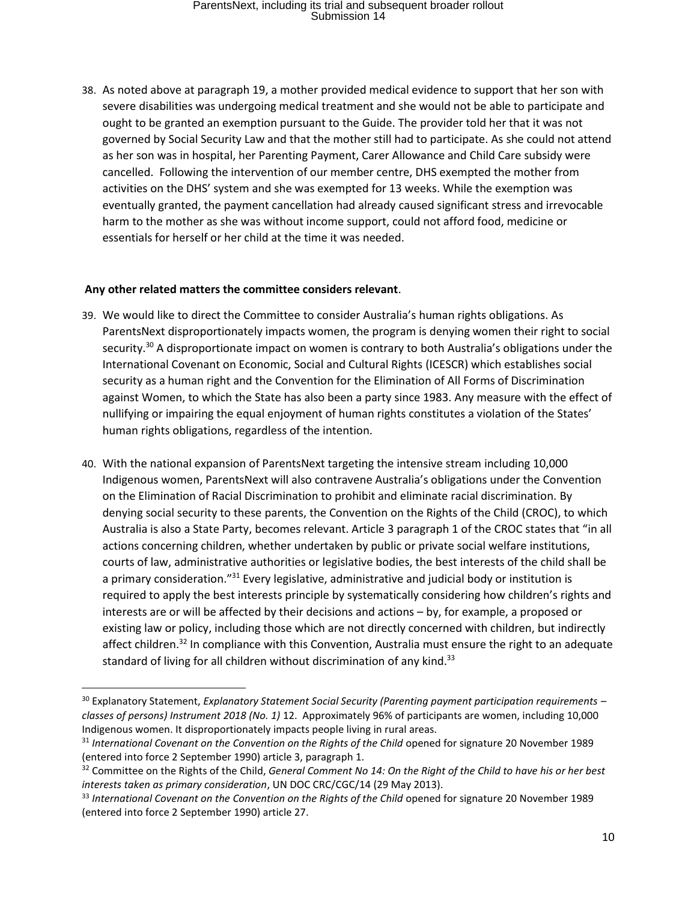38. As noted above at paragraph 19, a mother provided medical evidence to support that her son with severe disabilities was undergoing medical treatment and she would not be able to participate and ought to be granted an exemption pursuant to the Guide. The provider told her that it was not governed by Social Security Law and that the mother still had to participate. As she could not attend as her son was in hospital, her Parenting Payment, Carer Allowance and Child Care subsidy were cancelled. Following the intervention of our member centre, DHS exempted the mother from activities on the DHS' system and she was exempted for 13 weeks. While the exemption was eventually granted, the payment cancellation had already caused significant stress and irrevocable harm to the mother as she was without income support, could not afford food, medicine or essentials for herself or her child at the time it was needed.

**Any other related matters the committee considers relevant**.

39. We would like to direct the Committee to consider Australia's human rights obligations. As ParentsNext disproportionately impacts women, the program is denying women their right to social security.[30] A disproportionate impact on women is contrary to both Australia's obligations under the International Covenant on Economic, Social and Cultural Rights (ICESCR) which establishes social security as a human right and the Convention for the Elimination of All Forms of Discrimination against Women, to which the State has also been a party since 1983. Any measure with the effect of nullifying or impairing the equal enjoyment of human rights constitutes a violation of the States' human rights obligations, regardless of the intention.

40. With the national expansion of ParentsNext targeting the intensive stream including 10,000 Indigenous women, ParentsNext will also contravene Australia's obligations under the Convention on the Elimination of Racial Discrimination to prohibit and eliminate racial discrimination. By denying social security to these parents, the Convention on the Rights of the Child (CROC), to which Australia is also a State Party, becomes relevant. Article 3 paragraph 1 of the CROC states that "in all actions concerning children, whether undertaken by public or private social welfare institutions, courts of law, administrative authorities or legislative bodies, the best interests of the child shall be a primary consideration."[31] Every legislative, administrative and judicial body or institution is required to apply the best interests principle by systematically considering how children's rights and interests are or will be affected by their decisions and actions – by, for example, a proposed or existing law or policy, including those which are not directly concerned with children, but indirectly affect children.[32] In compliance with this Convention, Australia must ensure the right to an adequate standard of living for all children without discrimination of any kind.[33]

---

[30] Explanatory Statement, *Explanatory Statement Social Security (Parenting payment participation requirements – classes of persons) Instrument 2018 (No. 1)* 12. Approximately 96% of participants are women, including 10,000 Indigenous women. It disproportionately impacts people living in rural areas.

[31] *International Covenant on the Convention on the Rights of the Child* opened for signature 20 November 1989 (entered into force 2 September 1990) article 3, paragraph 1.

[32] Committee on the Rights of the Child, *General Comment No 14: On the Right of the Child to have his or her best interests taken as primary consideration*, UN DOC CRC/CGC/14 (29 May 2013).

[33] *International Covenant on the Convention on the Rights of the Child* opened for signature 20 November 1989 (entered into force 2 September 1990) article 27.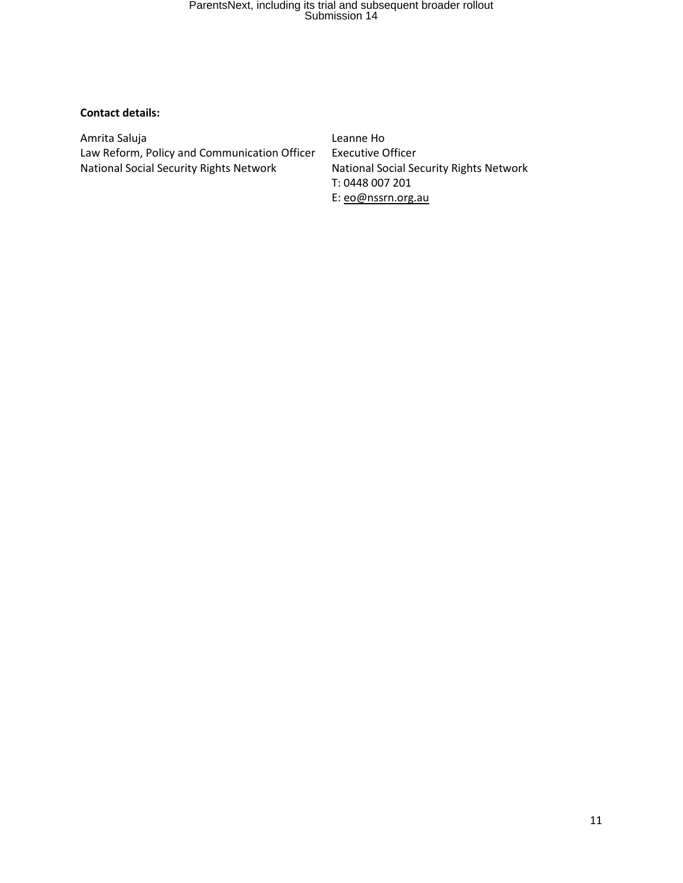**Contact details:**

Amrita Saluja
Law Reform, Policy and Communication Officer
National Social Security Rights Network

Leanne Ho
Executive Officer
National Social Security Rights Network
T: 0448 007 201
E: eo@nssrn.org.au